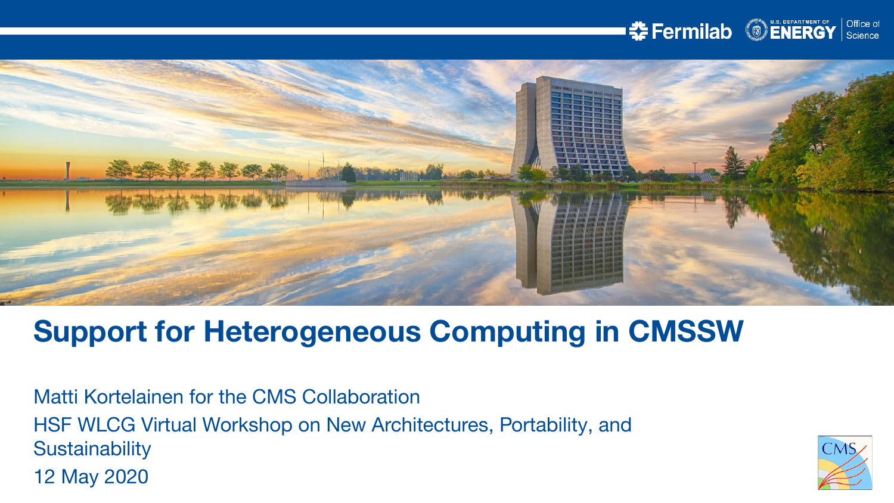# Support for Heterogeneous Computing in CMSSW

Matti Kortelainen for the CMS Collaboration

HSF WLCG Virtual Workshop on New Architectures, Portability, and Sustainability

12 May 2020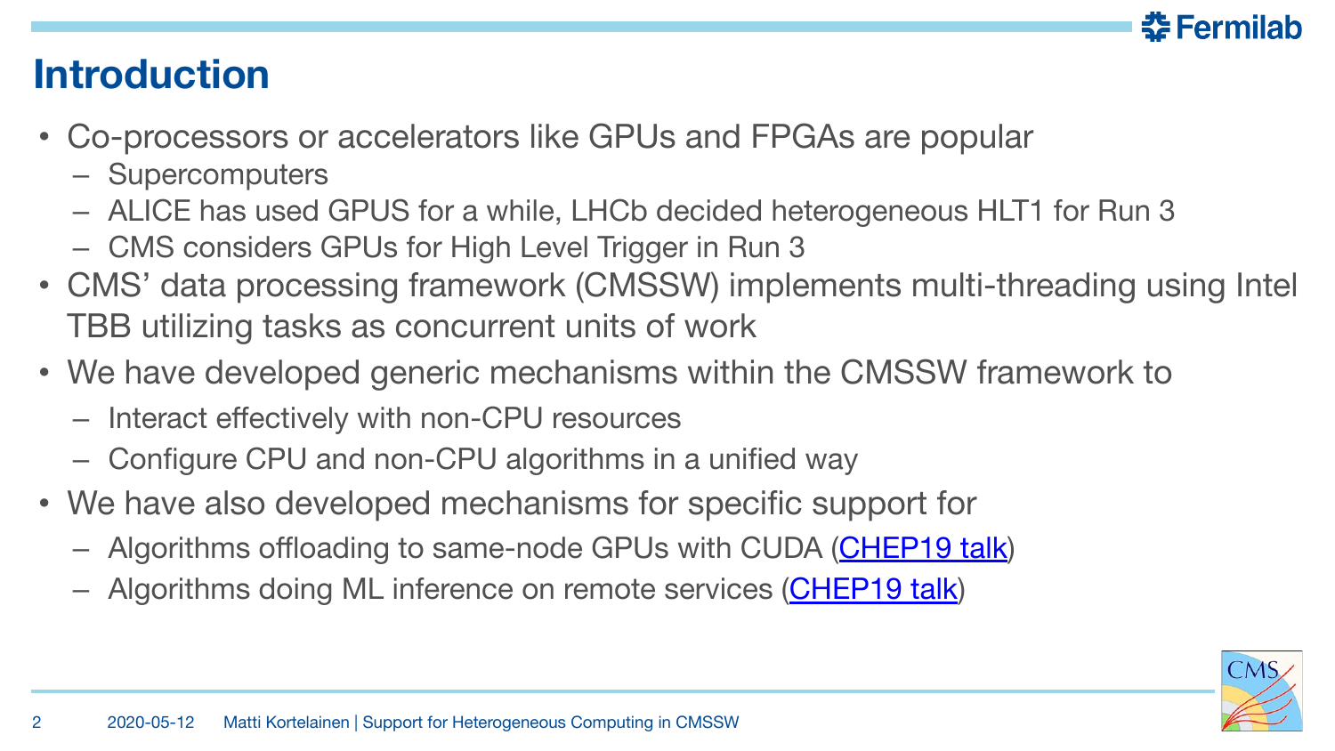# Introduction

- Co-processors or accelerators like GPUs and FPGAs are popular
  - Supercomputers
  - ALICE has used GPUS for a while, LHCb decided heterogeneous HLT1 for Run 3
  - CMS considers GPUs for High Level Trigger in Run 3
- CMS' data processing framework (CMSSW) implements multi-threading using Intel TBB utilizing tasks as concurrent units of work
- We have developed generic mechanisms within the CMSSW framework to
  - Interact effectively with non-CPU resources
  - Configure CPU and non-CPU algorithms in a unified way
- We have also developed mechanisms for specific support for
  - Algorithms offloading to same-node GPUs with CUDA (CHEP19 talk)
  - Algorithms doing ML inference on remote services (CHEP19 talk)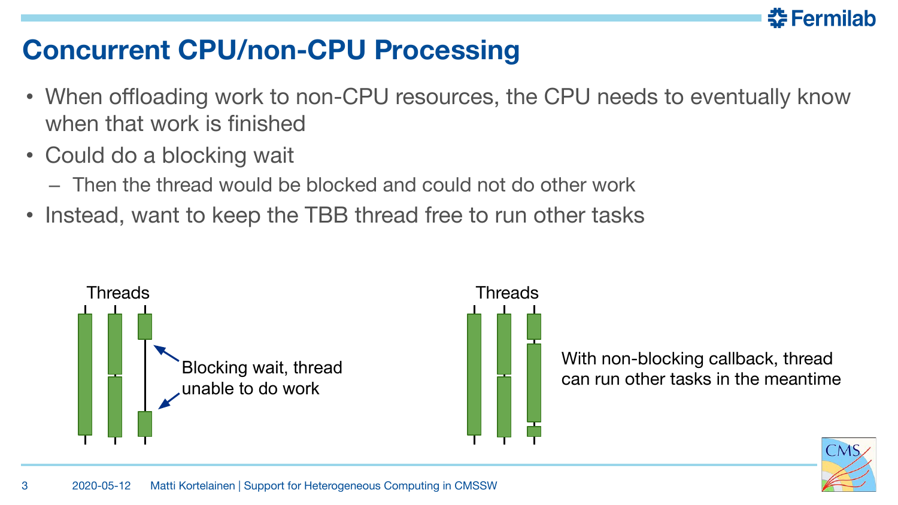# Concurrent CPU/non-CPU Processing

- When offloading work to non-CPU resources, the CPU needs to eventually know when that work is finished
- Could do a blocking wait
  - Then the thread would be blocked and could not do other work
- Instead, want to keep the TBB thread free to run other tasks

Threads

Blocking wait, thread unable to do work

Threads

With non-blocking callback, thread can run other tasks in the meantime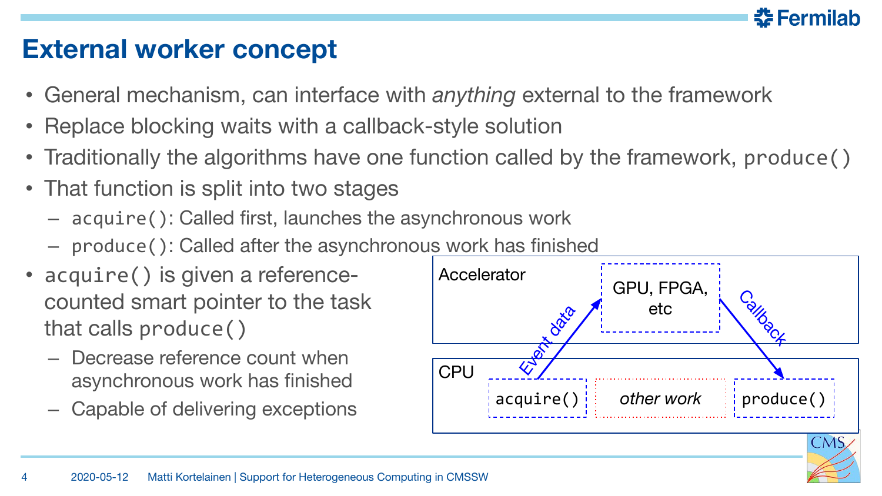# External worker concept

- General mechanism, can interface with *anything* external to the framework
- Replace blocking waits with a callback-style solution
- Traditionally the algorithms have one function called by the framework, `produce()`
- That function is split into two stages
  - `acquire()`: Called first, launches the asynchronous work
  - `produce()`: Called after the asynchronous work has finished
- `acquire()` is given a reference-counted smart pointer to the task that calls `produce()`
  - Decrease reference count when asynchronous work has finished
  - Capable of delivering exceptions

Accelerator

GPU, FPGA, etc

Event data

Callback

CPU

`acquire()` *other work* `produce()`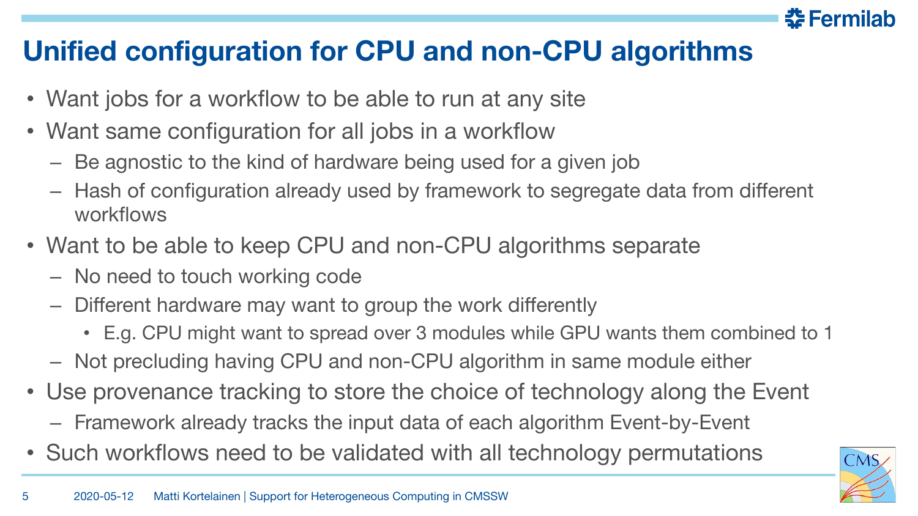# Unified configuration for CPU and non-CPU algorithms

- Want jobs for a workflow to be able to run at any site
- Want same configuration for all jobs in a workflow
  - Be agnostic to the kind of hardware being used for a given job
  - Hash of configuration already used by framework to segregate data from different workflows
- Want to be able to keep CPU and non-CPU algorithms separate
  - No need to touch working code
  - Different hardware may want to group the work differently
    - E.g. CPU might want to spread over 3 modules while GPU wants them combined to 1
  - Not precluding having CPU and non-CPU algorithm in same module either
- Use provenance tracking to store the choice of technology along the Event
  - Framework already tracks the input data of each algorithm Event-by-Event
- Such workflows need to be validated with all technology permutations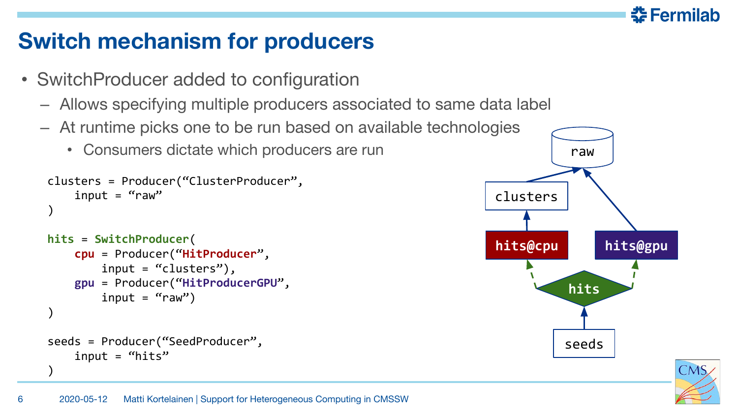# Switch mechanism for producers

- SwitchProducer added to configuration
  - Allows specifying multiple producers associated to same data label
  - At runtime picks one to be run based on available technologies
    - Consumers dictate which producers are run

```
clusters = Producer("ClusterProducer",
    input = "raw"
)

hits = SwitchProducer(
    cpu = Producer("HitProducer",
        input = "clusters"),
    gpu = Producer("HitProducerGPU",
        input = "raw")
)

seeds = Producer("SeedProducer",
    input = "hits"
)
```

raw

clusters

hits@cpu

hits@gpu

hits

seeds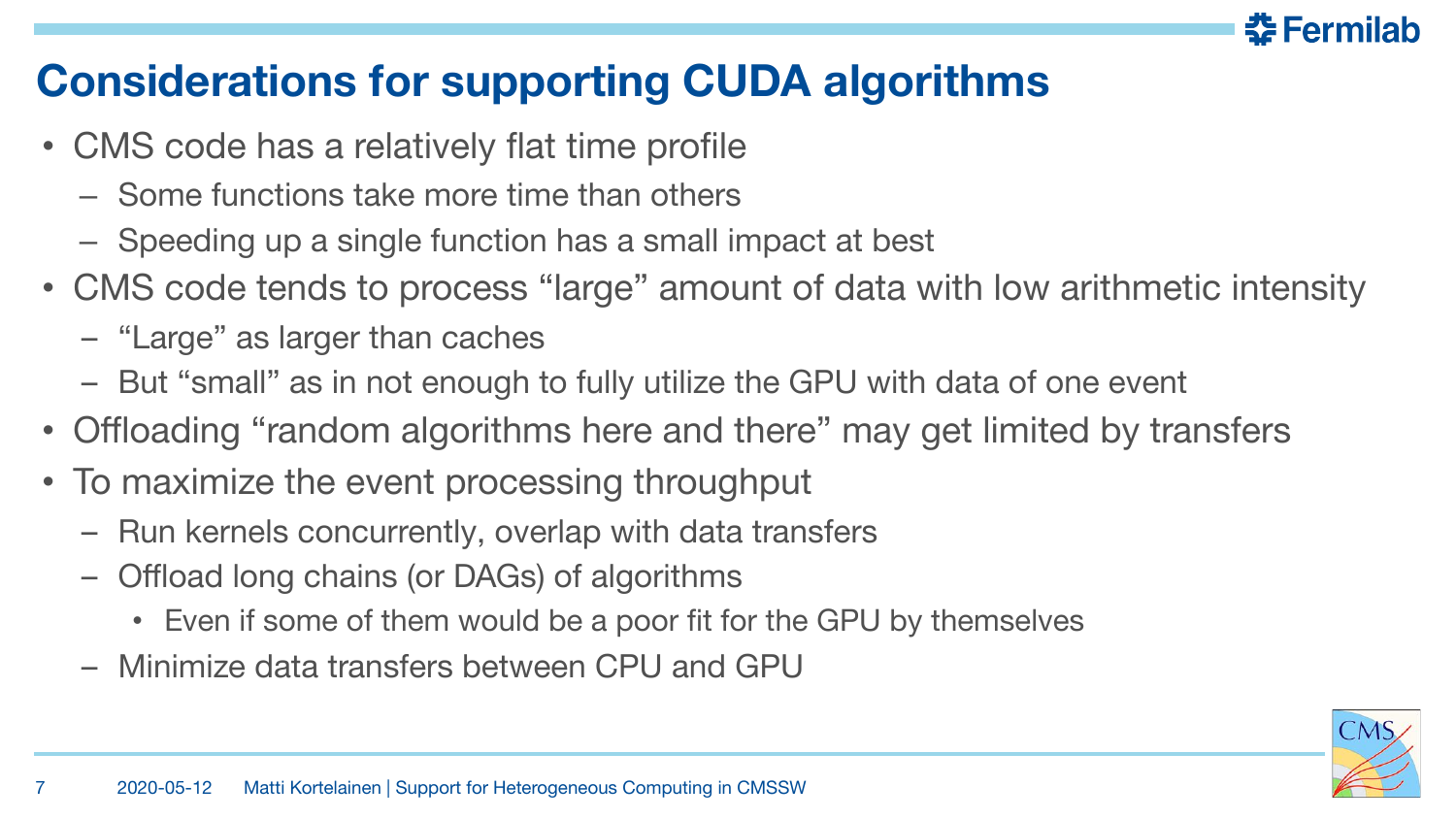# Considerations for supporting CUDA algorithms

- CMS code has a relatively flat time profile
  - Some functions take more time than others
  - Speeding up a single function has a small impact at best
- CMS code tends to process “large” amount of data with low arithmetic intensity
  - “Large” as larger than caches
  - But “small” as in not enough to fully utilize the GPU with data of one event
- Offloading “random algorithms here and there” may get limited by transfers
- To maximize the event processing throughput
  - Run kernels concurrently, overlap with data transfers
  - Offload long chains (or DAGs) of algorithms
    - Even if some of them would be a poor fit for the GPU by themselves
  - Minimize data transfers between CPU and GPU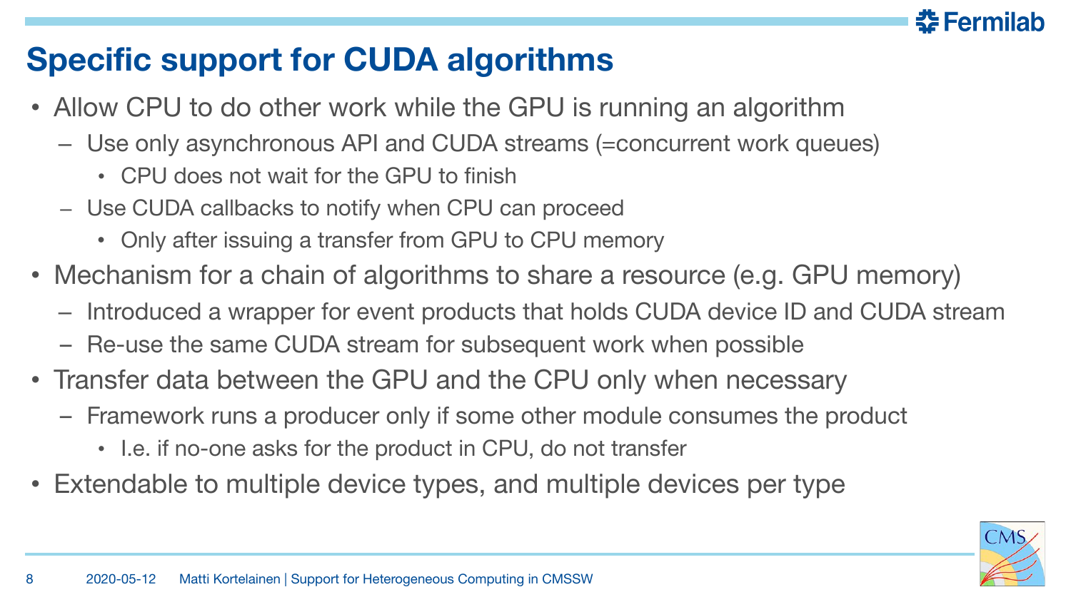# Specific support for CUDA algorithms

- Allow CPU to do other work while the GPU is running an algorithm
  - Use only asynchronous API and CUDA streams (=concurrent work queues)
    - CPU does not wait for the GPU to finish
  - Use CUDA callbacks to notify when CPU can proceed
    - Only after issuing a transfer from GPU to CPU memory
- Mechanism for a chain of algorithms to share a resource (e.g. GPU memory)
  - Introduced a wrapper for event products that holds CUDA device ID and CUDA stream
  - Re-use the same CUDA stream for subsequent work when possible
- Transfer data between the GPU and the CPU only when necessary
  - Framework runs a producer only if some other module consumes the product
    - I.e. if no-one asks for the product in CPU, do not transfer
- Extendable to multiple device types, and multiple devices per type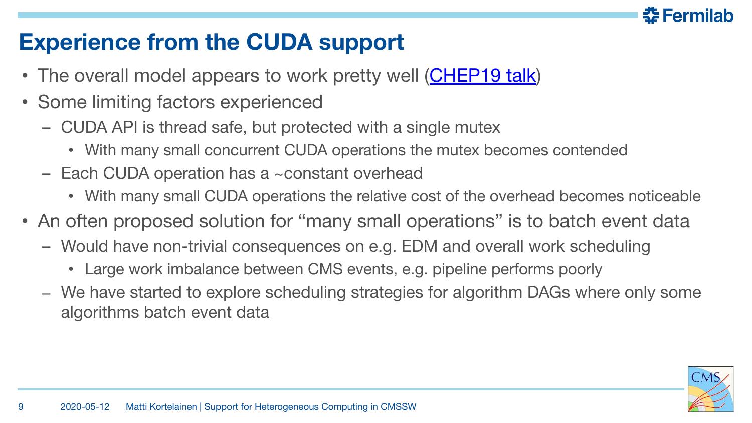# Experience from the CUDA support

- The overall model appears to work pretty well (CHEP19 talk)
- Some limiting factors experienced
  - CUDA API is thread safe, but protected with a single mutex
    - With many small concurrent CUDA operations the mutex becomes contended
  - Each CUDA operation has a ~constant overhead
    - With many small CUDA operations the relative cost of the overhead becomes noticeable
- An often proposed solution for "many small operations" is to batch event data
  - Would have non-trivial consequences on e.g. EDM and overall work scheduling
    - Large work imbalance between CMS events, e.g. pipeline performs poorly
  - We have started to explore scheduling strategies for algorithm DAGs where only some algorithms batch event data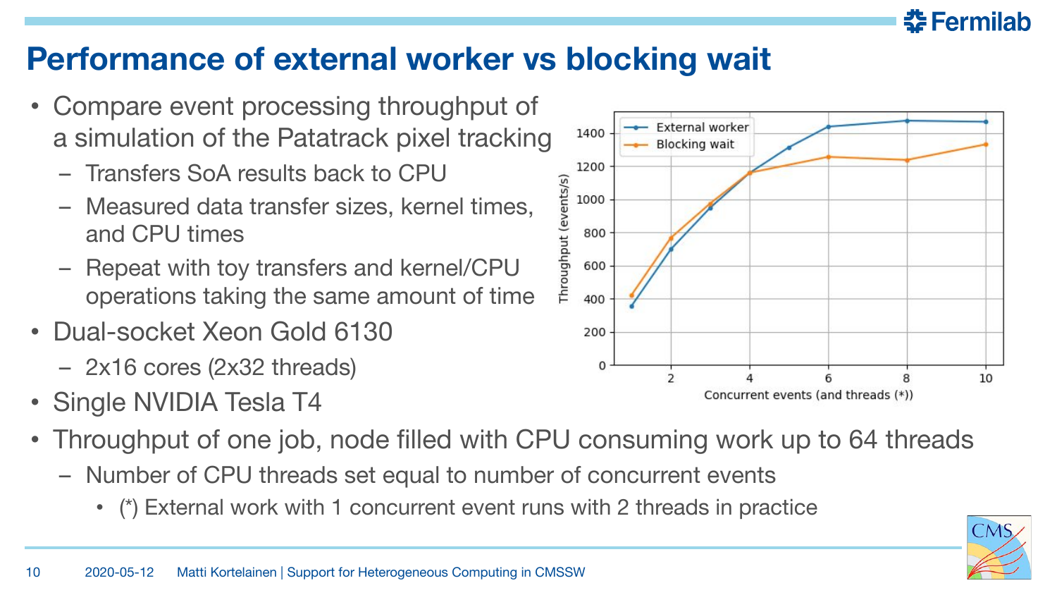# Performance of external worker vs blocking wait

- Compare event processing throughput of a simulation of the Patatrack pixel tracking
  - Transfers SoA results back to CPU
  - Measured data transfer sizes, kernel times, and CPU times
  - Repeat with toy transfers and kernel/CPU operations taking the same amount of time
- Dual-socket Xeon Gold 6130
  - 2x16 cores (2x32 threads)
- Single NVIDIA Tesla T4
- Throughput of one job, node filled with CPU consuming work up to 64 threads
  - Number of CPU threads set equal to number of concurrent events
    - (*) External work with 1 concurrent event runs with 2 threads in practice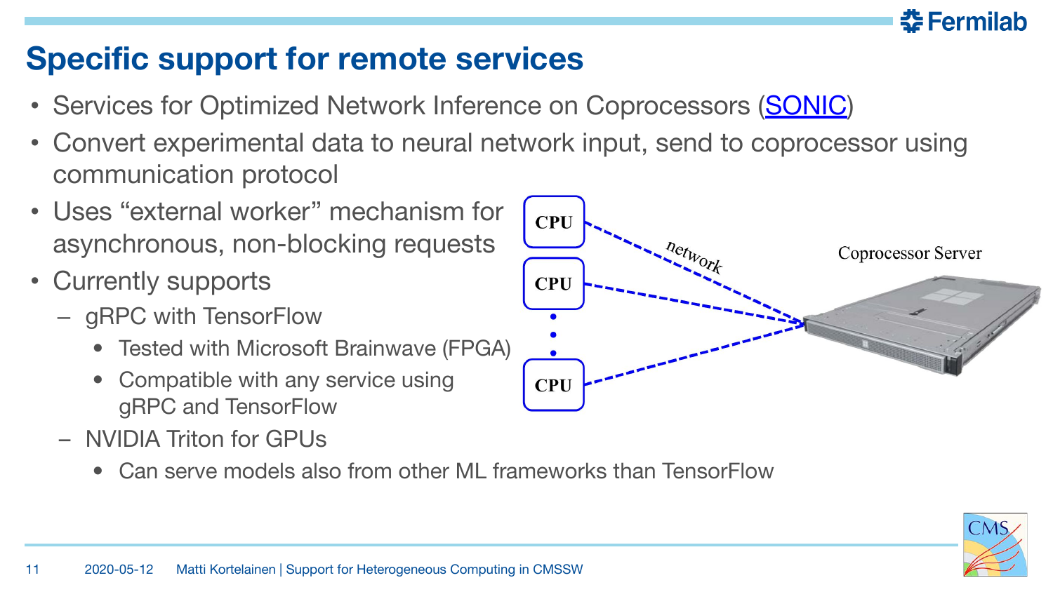# Specific support for remote services

- Services for Optimized Network Inference on Coprocessors (SONIC)
- Convert experimental data to neural network input, send to coprocessor using communication protocol
- Uses "external worker" mechanism for asynchronous, non-blocking requests
- Currently supports
  - gRPC with TensorFlow
    - Tested with Microsoft Brainwave (FPGA)
    - Compatible with any service using gRPC and TensorFlow
  - NVIDIA Triton for GPUs
    - Can serve models also from other ML frameworks than TensorFlow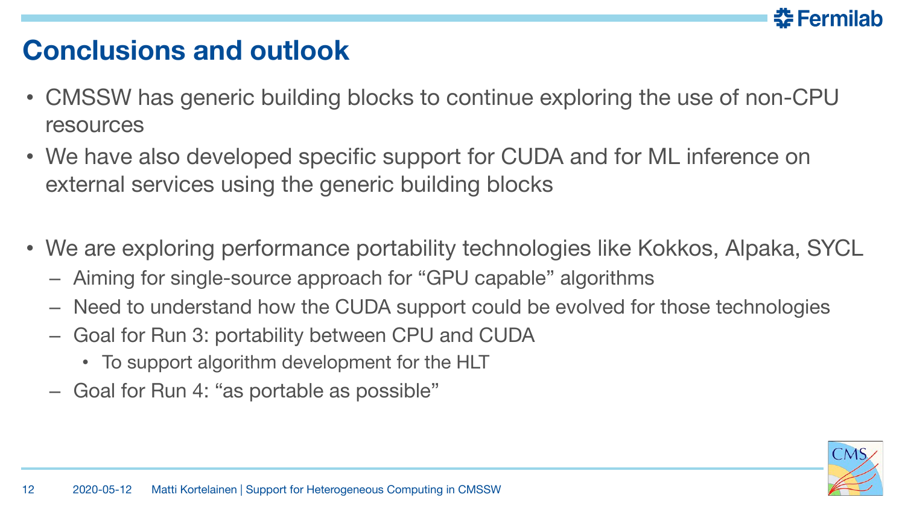# Conclusions and outlook

- CMSSW has generic building blocks to continue exploring the use of non-CPU resources
- We have also developed specific support for CUDA and for ML inference on external services using the generic building blocks

- We are exploring performance portability technologies like Kokkos, Alpaka, SYCL
  - Aiming for single-source approach for “GPU capable” algorithms
  - Need to understand how the CUDA support could be evolved for those technologies
  - Goal for Run 3: portability between CPU and CUDA
    - To support algorithm development for the HLT
  - Goal for Run 4: “as portable as possible”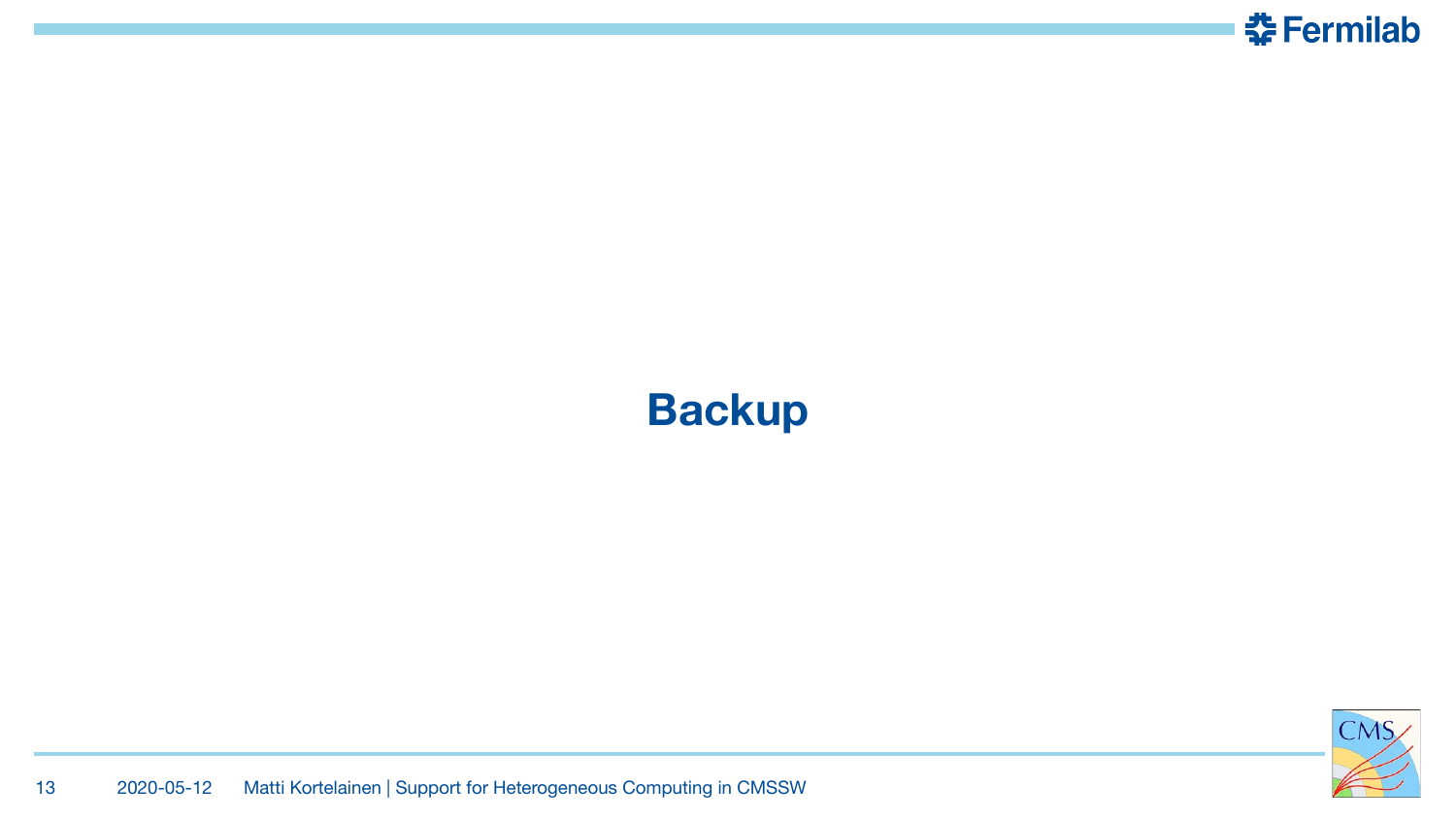# Backup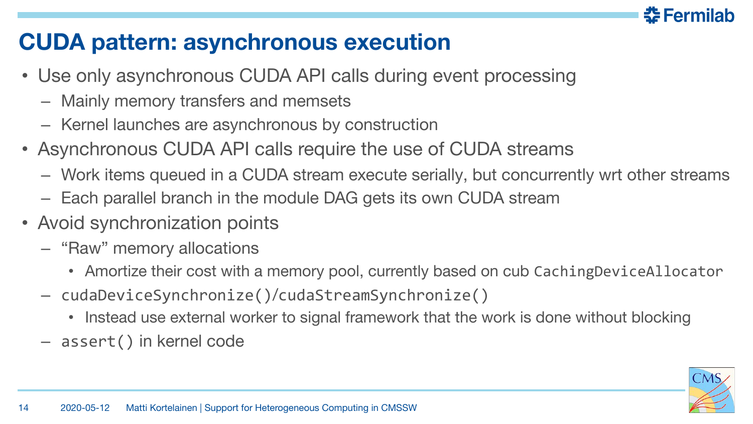# CUDA pattern: asynchronous execution

- Use only asynchronous CUDA API calls during event processing
  - Mainly memory transfers and memsets
  - Kernel launches are asynchronous by construction
- Asynchronous CUDA API calls require the use of CUDA streams
  - Work items queued in a CUDA stream execute serially, but concurrently wrt other streams
  - Each parallel branch in the module DAG gets its own CUDA stream
- Avoid synchronization points
  - "Raw" memory allocations
    - Amortize their cost with a memory pool, currently based on cub `CachingDeviceAllocator`
  - `cudaDeviceSynchronize()`/`cudaStreamSynchronize()`
    - Instead use external worker to signal framework that the work is done without blocking
  - `assert()` in kernel code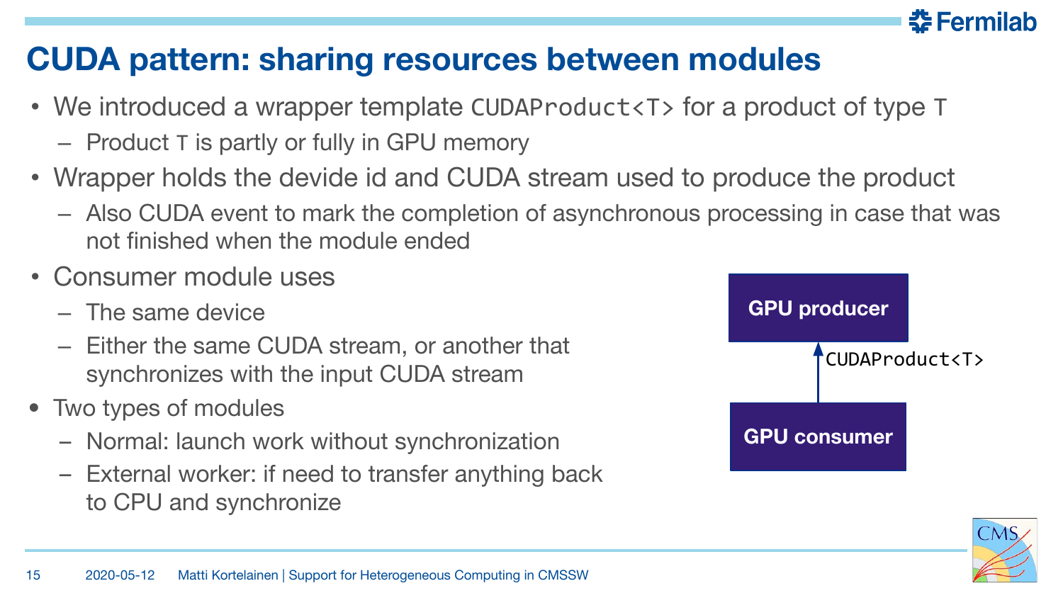# CUDA pattern: sharing resources between modules

- We introduced a wrapper template `CUDAProduct<T>` for a product of type `T`
  - Product `T` is partly or fully in GPU memory
- Wrapper holds the devide id and CUDA stream used to produce the product
  - Also CUDA event to mark the completion of asynchronous processing in case that was not finished when the module ended
- Consumer module uses
  - The same device
  - Either the same CUDA stream, or another that synchronizes with the input CUDA stream
- Two types of modules
  - Normal: launch work without synchronization
  - External worker: if need to transfer anything back to CPU and synchronize

GPU producer

`CUDAProduct<T>`

GPU consumer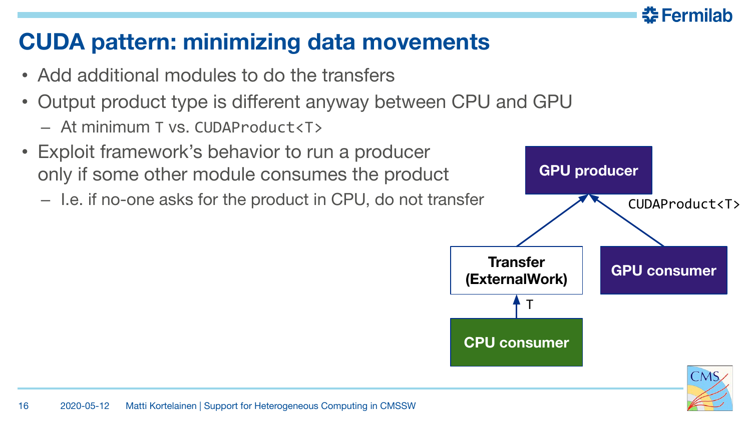# CUDA pattern: minimizing data movements

- Add additional modules to do the transfers
- Output product type is different anyway between CPU and GPU
  - At minimum `T` vs. `CUDAProduct<T>`
- Exploit framework's behavior to run a producer only if some other module consumes the product
  - I.e. if no-one asks for the product in CPU, do not transfer

GPU producer

CUDAProduct<T>

Transfer (ExternalWork)

GPU consumer

T

CPU consumer